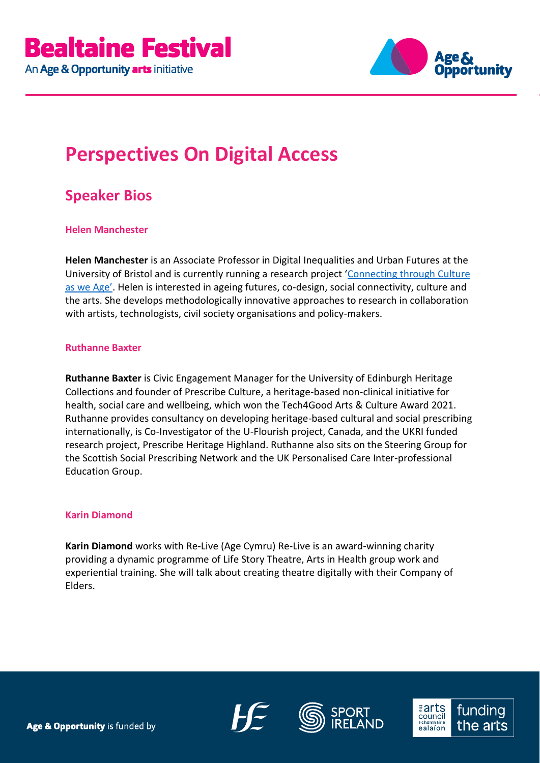# Perspectives On Digital Access

## Speaker Bios

### Helen Manchester

**Helen Manchester** is an Associate Professor in Digital Inequalities and Urban Futures at the University of Bristol and is currently running a research project '[Connecting through Culture as we Age](#)'. Helen is interested in ageing futures, co-design, social connectivity, culture and the arts. She develops methodologically innovative approaches to research in collaboration with artists, technologists, civil society organisations and policy-makers.

### Ruthanne Baxter

**Ruthanne Baxter** is Civic Engagement Manager for the University of Edinburgh Heritage Collections and founder of Prescribe Culture, a heritage-based non-clinical initiative for health, social care and wellbeing, which won the Tech4Good Arts & Culture Award 2021. Ruthanne provides consultancy on developing heritage-based cultural and social prescribing internationally, is Co-Investigator of the U-Flourish project, Canada, and the UKRI funded research project, Prescribe Heritage Highland. Ruthanne also sits on the Steering Group for the Scottish Social Prescribing Network and the UK Personalised Care Inter-professional Education Group.

### Karin Diamond

**Karin Diamond** works with Re-Live (Age Cymru) Re-Live is an award-winning charity providing a dynamic programme of Life Story Theatre, Arts in Health group work and experiential training. She will talk about creating theatre digitally with their Company of Elders.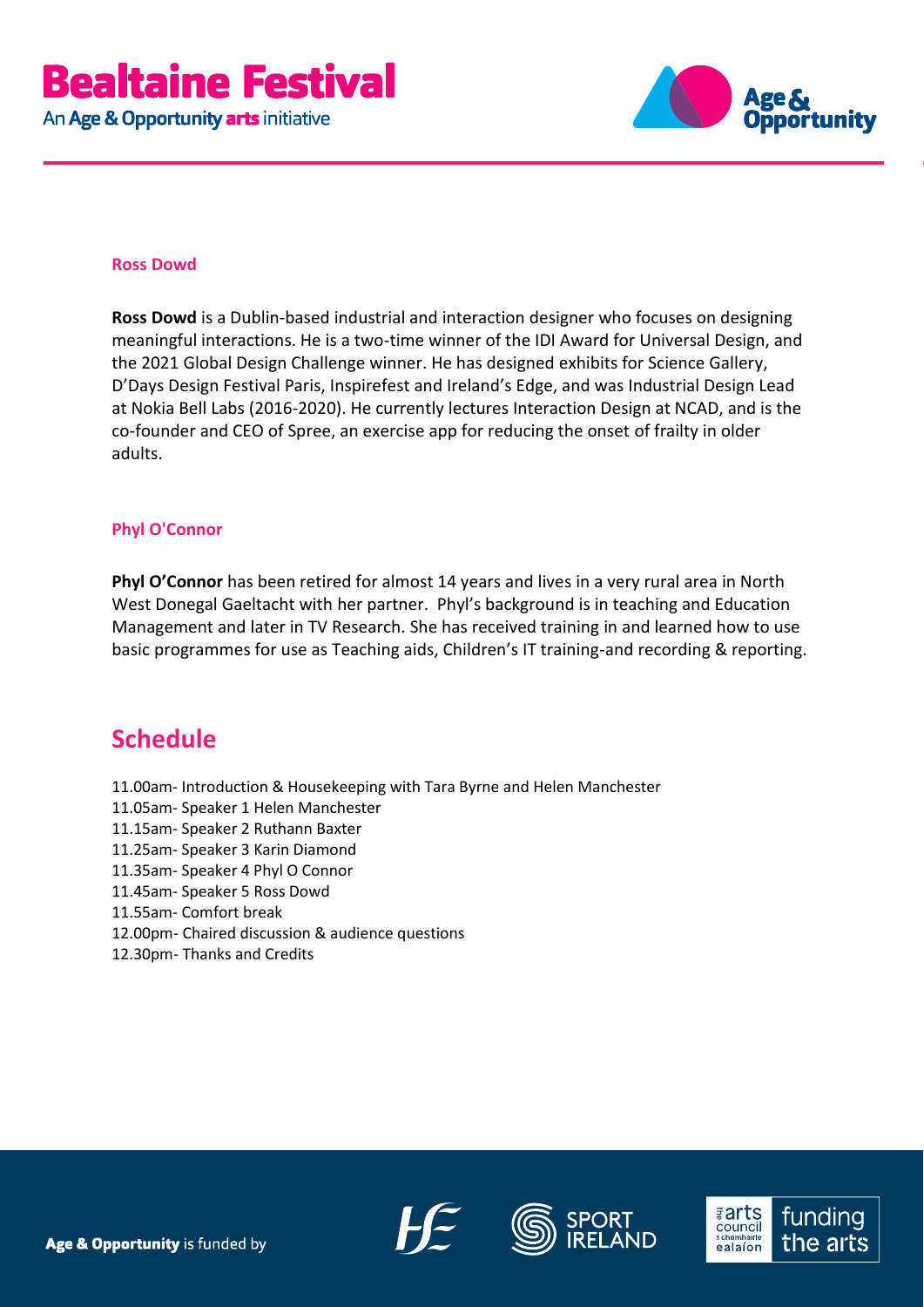**Ross Dowd**

**Ross Dowd** is a Dublin-based industrial and interaction designer who focuses on designing meaningful interactions. He is a two-time winner of the IDI Award for Universal Design, and the 2021 Global Design Challenge winner. He has designed exhibits for Science Gallery, D'Days Design Festival Paris, Inspirefest and Ireland's Edge, and was Industrial Design Lead at Nokia Bell Labs (2016-2020). He currently lectures Interaction Design at NCAD, and is the co-founder and CEO of Spree, an exercise app for reducing the onset of frailty in older adults.

**Phyl O'Connor**

**Phyl O'Connor** has been retired for almost 14 years and lives in a very rural area in North West Donegal Gaeltacht with her partner. Phyl's background is in teaching and Education Management and later in TV Research. She has received training in and learned how to use basic programmes for use as Teaching aids, Children's IT training-and recording & reporting.

## Schedule

11.00am- Introduction & Housekeeping with Tara Byrne and Helen Manchester
11.05am- Speaker 1 Helen Manchester
11.15am- Speaker 2 Ruthann Baxter
11.25am- Speaker 3 Karin Diamond
11.35am- Speaker 4 Phyl O Connor
11.45am- Speaker 5 Ross Dowd
11.55am- Comfort break
12.00pm- Chaired discussion & audience questions
12.30pm- Thanks and Credits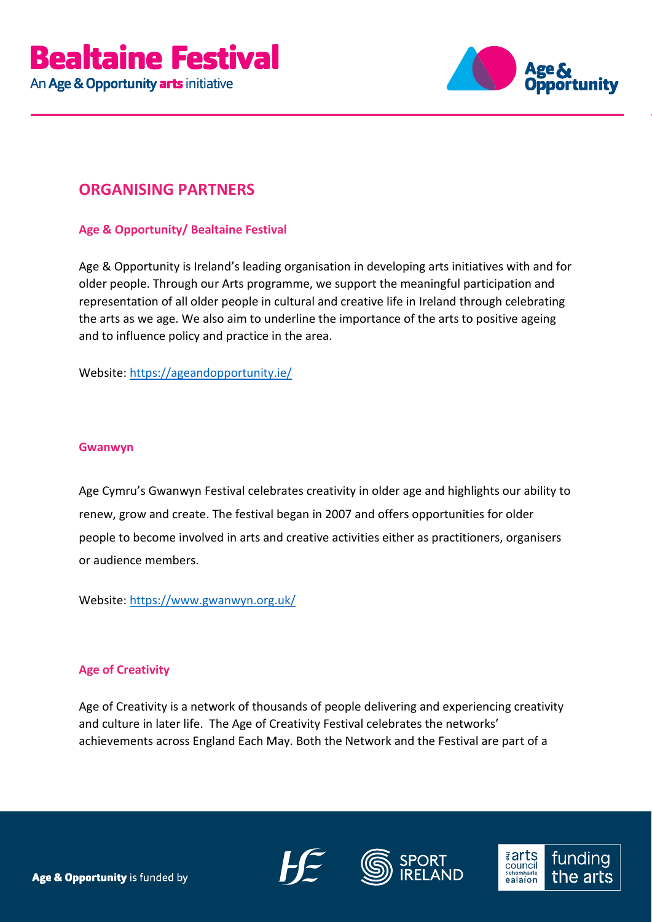## ORGANISING PARTNERS

### Age & Opportunity/ Bealtaine Festival

Age & Opportunity is Ireland's leading organisation in developing arts initiatives with and for older people. Through our Arts programme, we support the meaningful participation and representation of all older people in cultural and creative life in Ireland through celebrating the arts as we age. We also aim to underline the importance of the arts to positive ageing and to influence policy and practice in the area.

Website: https://ageandopportunity.ie/

### Gwanwyn

Age Cymru's Gwanwyn Festival celebrates creativity in older age and highlights our ability to renew, grow and create. The festival began in 2007 and offers opportunities for older people to become involved in arts and creative activities either as practitioners, organisers or audience members.

Website: https://www.gwanwyn.org.uk/

### Age of Creativity

Age of Creativity is a network of thousands of people delivering and experiencing creativity and culture in later life. The Age of Creativity Festival celebrates the networks' achievements across England Each May. Both the Network and the Festival are part of a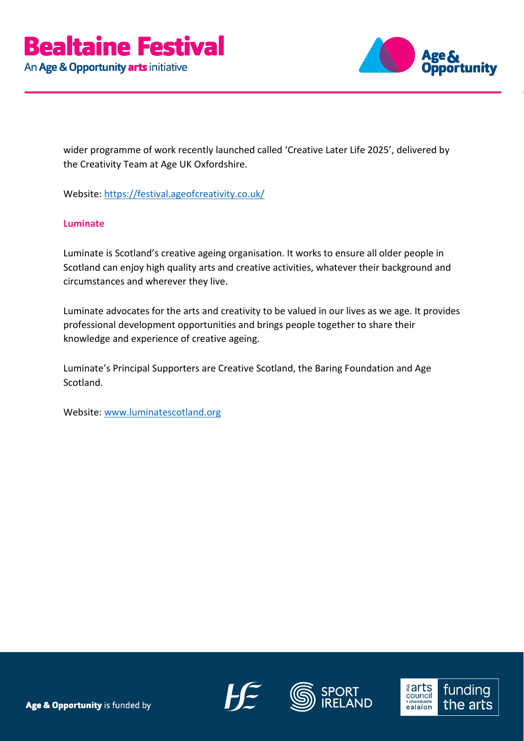wider programme of work recently launched called 'Creative Later Life 2025', delivered by the Creativity Team at Age UK Oxfordshire.

Website: https://festival.ageofcreativity.co.uk/

**Luminate**

Luminate is Scotland's creative ageing organisation. It works to ensure all older people in Scotland can enjoy high quality arts and creative activities, whatever their background and circumstances and wherever they live.

Luminate advocates for the arts and creativity to be valued in our lives as we age. It provides professional development opportunities and brings people together to share their knowledge and experience of creative ageing.

Luminate's Principal Supporters are Creative Scotland, the Baring Foundation and Age Scotland.

Website: www.luminatescotland.org